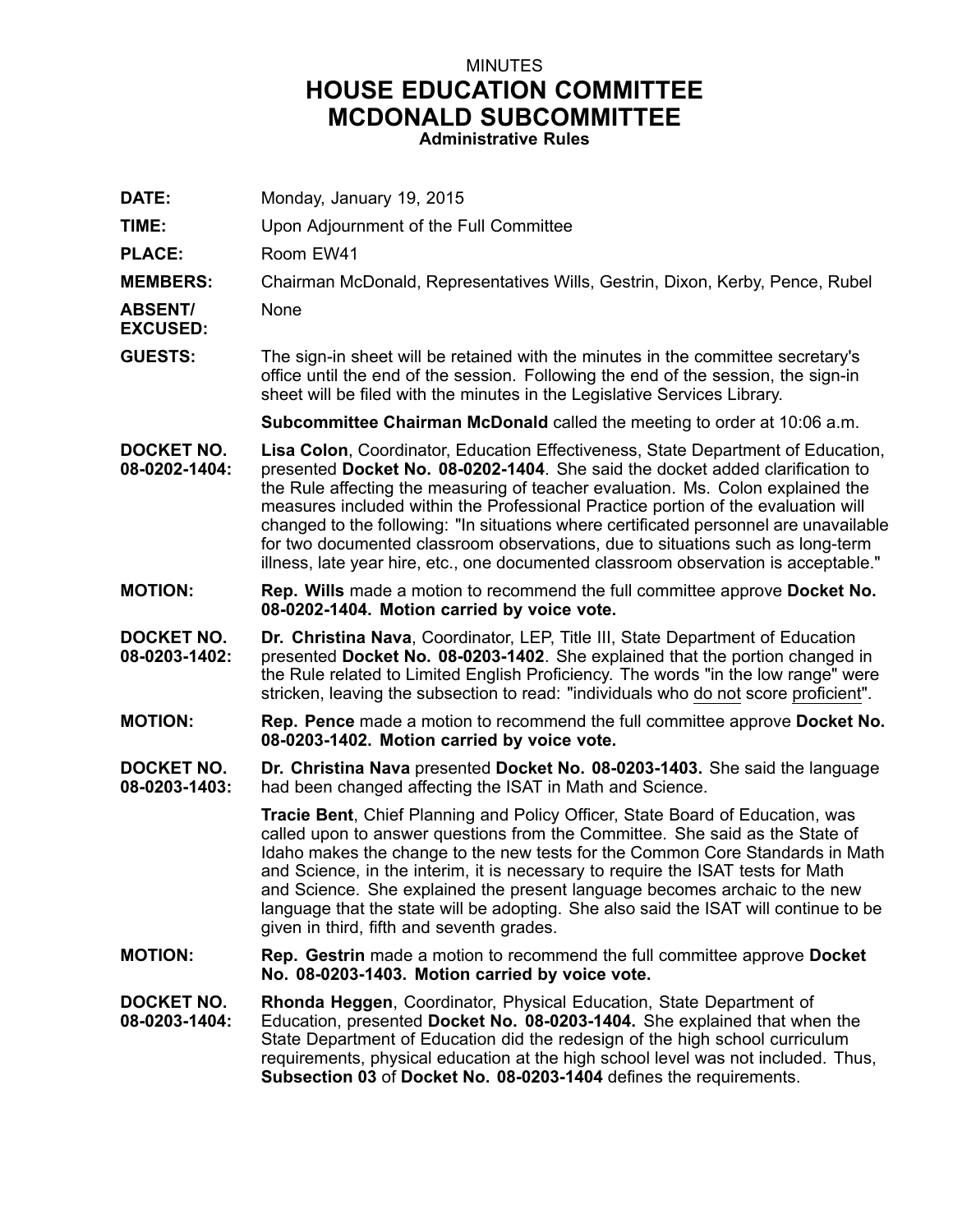MINUTES

# HOUSE EDUCATION COMMITTEE
# MCDONALD SUBCOMMITTEE

**Administrative Rules**

**DATE:** Monday, January 19, 2015

**TIME:** Upon Adjournment of the Full Committee

**PLACE:** Room EW41

**MEMBERS:** Chairman McDonald, Representatives Wills, Gestrin, Dixon, Kerby, Pence, Rubel

**ABSENT/ EXCUSED:** None

**GUESTS:** The sign-in sheet will be retained with the minutes in the committee secretary's office until the end of the session. Following the end of the session, the sign-in sheet will be filed with the minutes in the Legislative Services Library.

**Subcommittee Chairman McDonald** called the meeting to order at 10:06 a.m.

**DOCKET NO. 08-0202-1404:** **Lisa Colon**, Coordinator, Education Effectiveness, State Department of Education, presented **Docket No. 08-0202-1404**. She said the docket added clarification to the Rule affecting the measuring of teacher evaluation. Ms. Colon explained the measures included within the Professional Practice portion of the evaluation will changed to the following: "In situations where certificated personnel are unavailable for two documented classroom observations, due to situations such as long-term illness, late year hire, etc., one documented classroom observation is acceptable."

**MOTION:** **Rep. Wills** made a motion to recommend the full committee approve **Docket No. 08-0202-1404. Motion carried by voice vote.**

**DOCKET NO. 08-0203-1402:** **Dr. Christina Nava**, Coordinator, LEP, Title III, State Department of Education presented **Docket No. 08-0203-1402**. She explained that the portion changed in the Rule related to Limited English Proficiency. The words "in the low range" were stricken, leaving the subsection to read: "individuals who <u>do not</u> score <u>proficient</u>".

**MOTION:** **Rep. Pence** made a motion to recommend the full committee approve **Docket No. 08-0203-1402. Motion carried by voice vote.**

**DOCKET NO. 08-0203-1403:** **Dr. Christina Nava** presented **Docket No. 08-0203-1403.** She said the language had been changed affecting the ISAT in Math and Science.

**Tracie Bent**, Chief Planning and Policy Officer, State Board of Education, was called upon to answer questions from the Committee. She said as the State of Idaho makes the change to the new tests for the Common Core Standards in Math and Science, in the interim, it is necessary to require the ISAT tests for Math and Science. She explained the present language becomes archaic to the new language that the state will be adopting. She also said the ISAT will continue to be given in third, fifth and seventh grades.

**MOTION:** **Rep. Gestrin** made a motion to recommend the full committee approve **Docket No. 08-0203-1403. Motion carried by voice vote.**

**DOCKET NO. 08-0203-1404:** **Rhonda Heggen**, Coordinator, Physical Education, State Department of Education, presented **Docket No. 08-0203-1404.** She explained that when the State Department of Education did the redesign of the high school curriculum requirements, physical education at the high school level was not included. Thus, **Subsection 03** of **Docket No. 08-0203-1404** defines the requirements.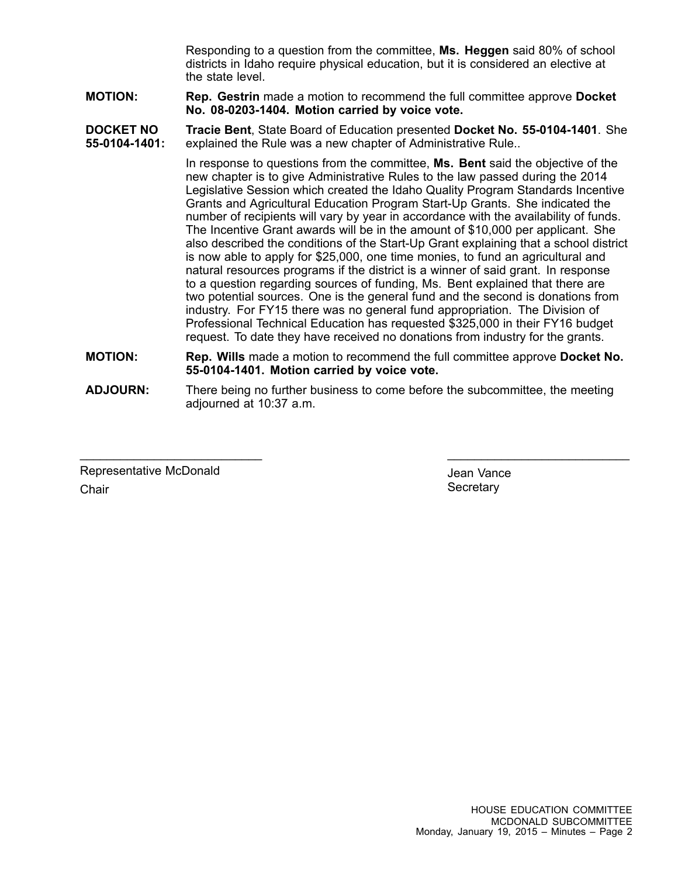Responding to a question from the committee, **Ms. Heggen** said 80% of school districts in Idaho require physical education, but it is considered an elective at the state level.

**MOTION:** **Rep. Gestrin** made a motion to recommend the full committee approve **Docket No. 08-0203-1404. Motion carried by voice vote.**

**DOCKET NO 55-0104-1401:** **Tracie Bent**, State Board of Education presented **Docket No. 55-0104-1401**. She explained the Rule was a new chapter of Administrative Rule..

In response to questions from the committee, **Ms. Bent** said the objective of the new chapter is to give Administrative Rules to the law passed during the 2014 Legislative Session which created the Idaho Quality Program Standards Incentive Grants and Agricultural Education Program Start-Up Grants. She indicated the number of recipients will vary by year in accordance with the availability of funds. The Incentive Grant awards will be in the amount of $10,000 per applicant. She also described the conditions of the Start-Up Grant explaining that a school district is now able to apply for $25,000, one time monies, to fund an agricultural and natural resources programs if the district is a winner of said grant. In response to a question regarding sources of funding, Ms. Bent explained that there are two potential sources. One is the general fund and the second is donations from industry. For FY15 there was no general fund appropriation. The Division of Professional Technical Education has requested $325,000 in their FY16 budget request. To date they have received no donations from industry for the grants.

**MOTION:** **Rep. Wills** made a motion to recommend the full committee approve **Docket No. 55-0104-1401. Motion carried by voice vote.**

**ADJOURN:** There being no further business to come before the subcommittee, the meeting adjourned at 10:37 a.m.

___________________________
Representative McDonald
Chair

___________________________
Jean Vance
Secretary